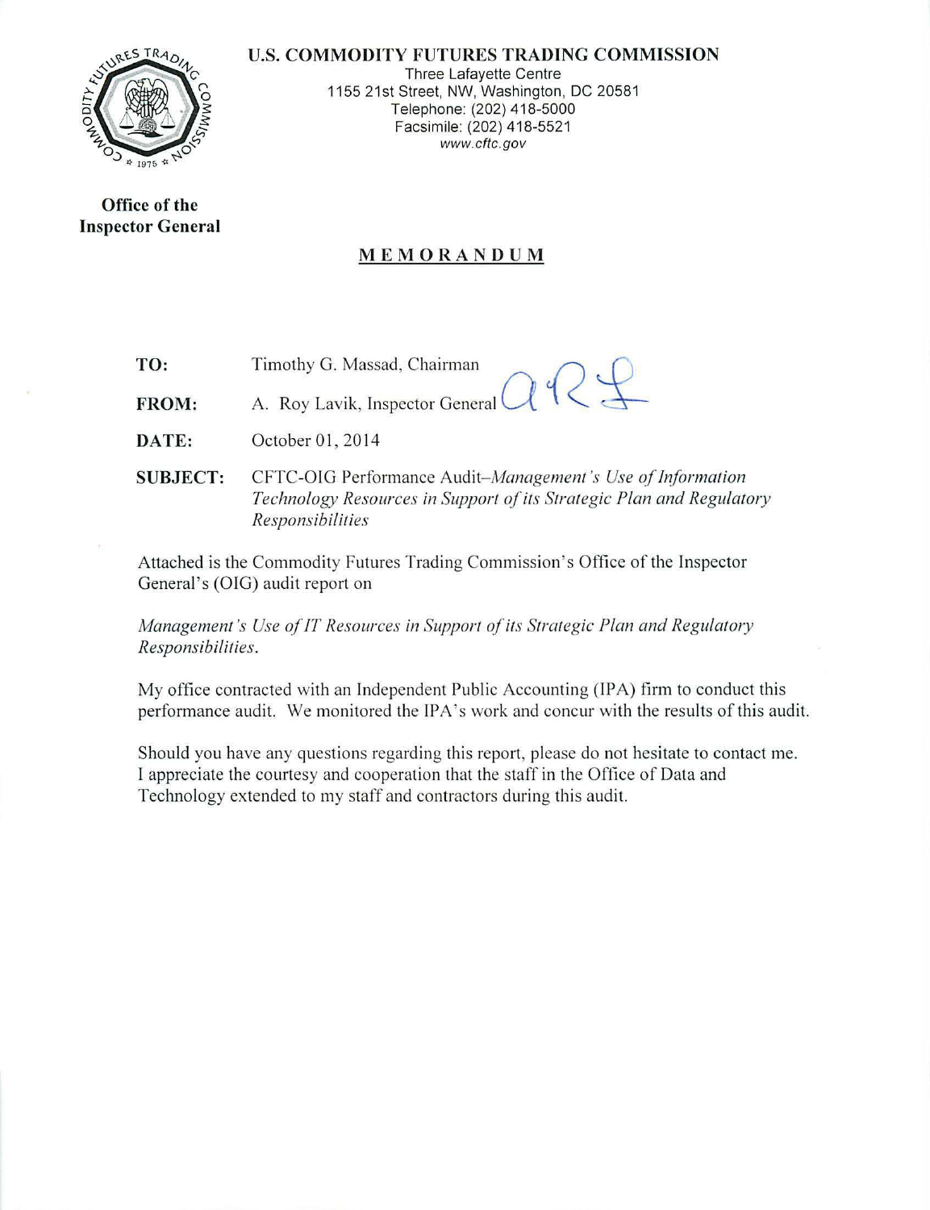**U.S. COMMODITY FUTURES TRADING COMMISSION**

Three Lafayette Centre
1155 21st Street, NW, Washington, DC 20581
Telephone: (202) 418-5000
Facsimile: (202) 418-5521
*www.cftc.gov*

**Office of the Inspector General**

## MEMORANDUM

**TO:** Timothy G. Massad, Chairman

**FROM:** A. Roy Lavik, Inspector General

**DATE:** October 01, 2014

**SUBJECT:** CFTC-OIG Performance Audit–*Management's Use of Information Technology Resources in Support of its Strategic Plan and Regulatory Responsibilities*

Attached is the Commodity Futures Trading Commission's Office of the Inspector General's (OIG) audit report on

*Management's Use of IT Resources in Support of its Strategic Plan and Regulatory Responsibilities.*

My office contracted with an Independent Public Accounting (IPA) firm to conduct this performance audit. We monitored the IPA's work and concur with the results of this audit.

Should you have any questions regarding this report, please do not hesitate to contact me. I appreciate the courtesy and cooperation that the staff in the Office of Data and Technology extended to my staff and contractors during this audit.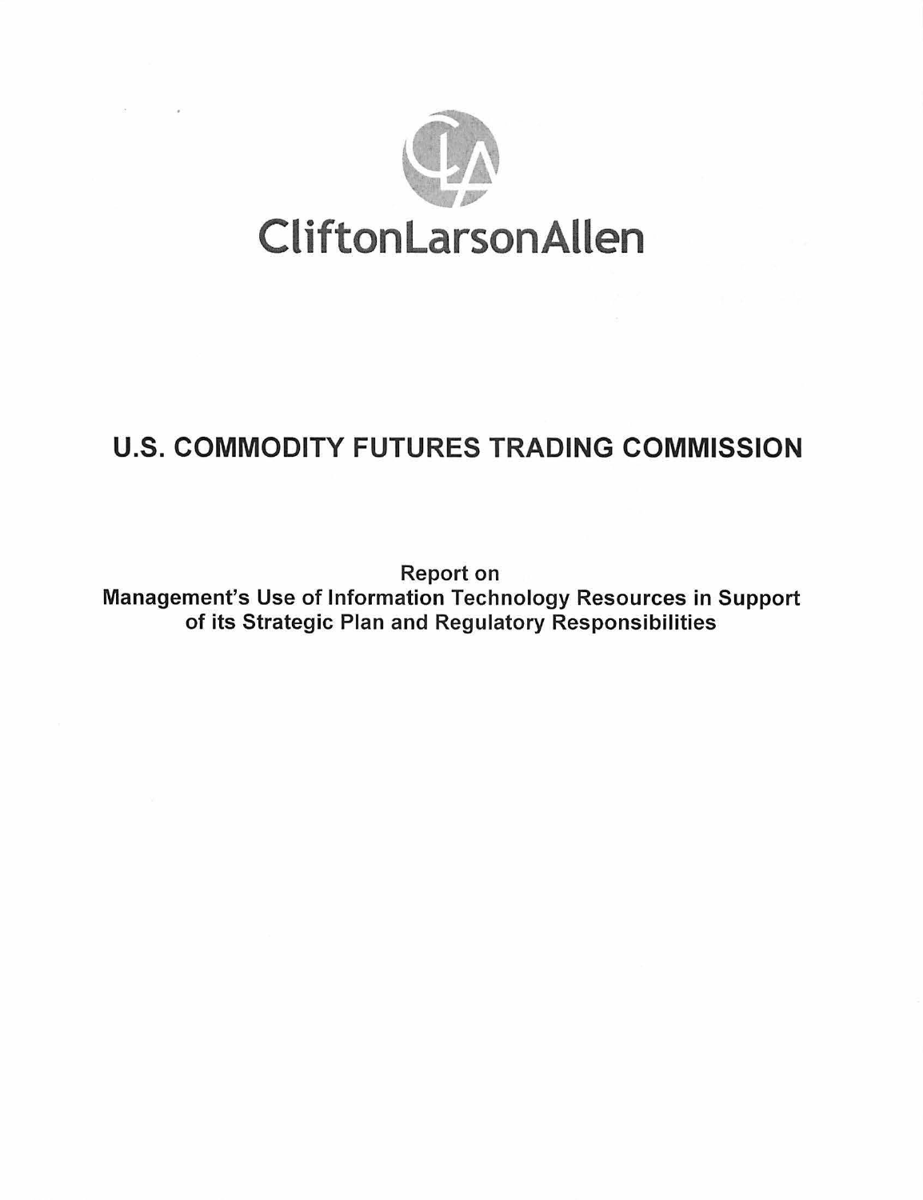CliftonLarsonAllen

# U.S. COMMODITY FUTURES TRADING COMMISSION

Report on
Management's Use of Information Technology Resources in Support of its Strategic Plan and Regulatory Responsibilities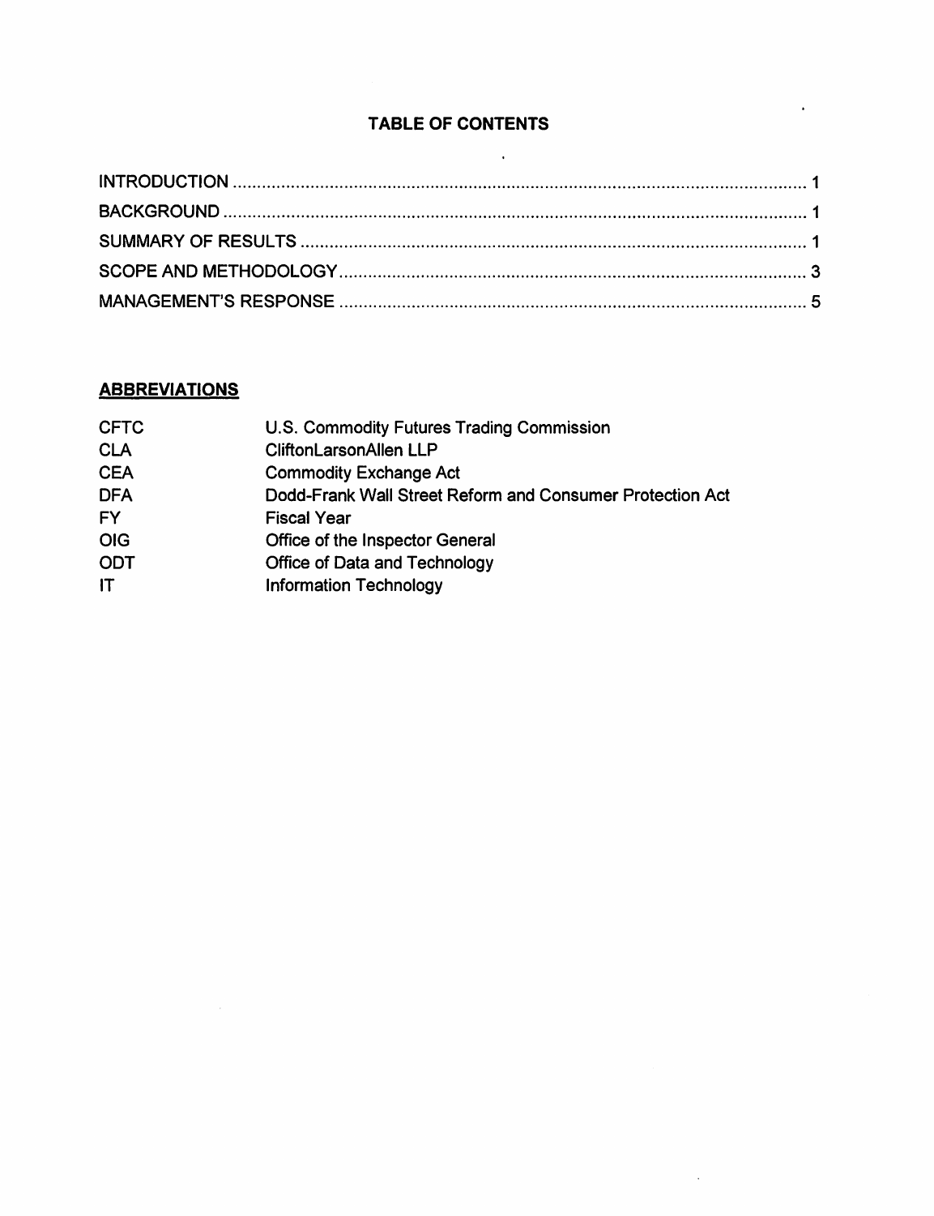**TABLE OF CONTENTS**

| | |
|---|---|
| INTRODUCTION | 1 |
| BACKGROUND | 1 |
| SUMMARY OF RESULTS | 1 |
| SCOPE AND METHODOLOGY | 3 |
| MANAGEMENT'S RESPONSE | 5 |

**ABBREVIATIONS**

| | |
|---|---|
| CFTC | U.S. Commodity Futures Trading Commission |
| CLA | CliftonLarsonAllen LLP |
| CEA | Commodity Exchange Act |
| DFA | Dodd-Frank Wall Street Reform and Consumer Protection Act |
| FY | Fiscal Year |
| OIG | Office of the Inspector General |
| ODT | Office of Data and Technology |
| IT | Information Technology |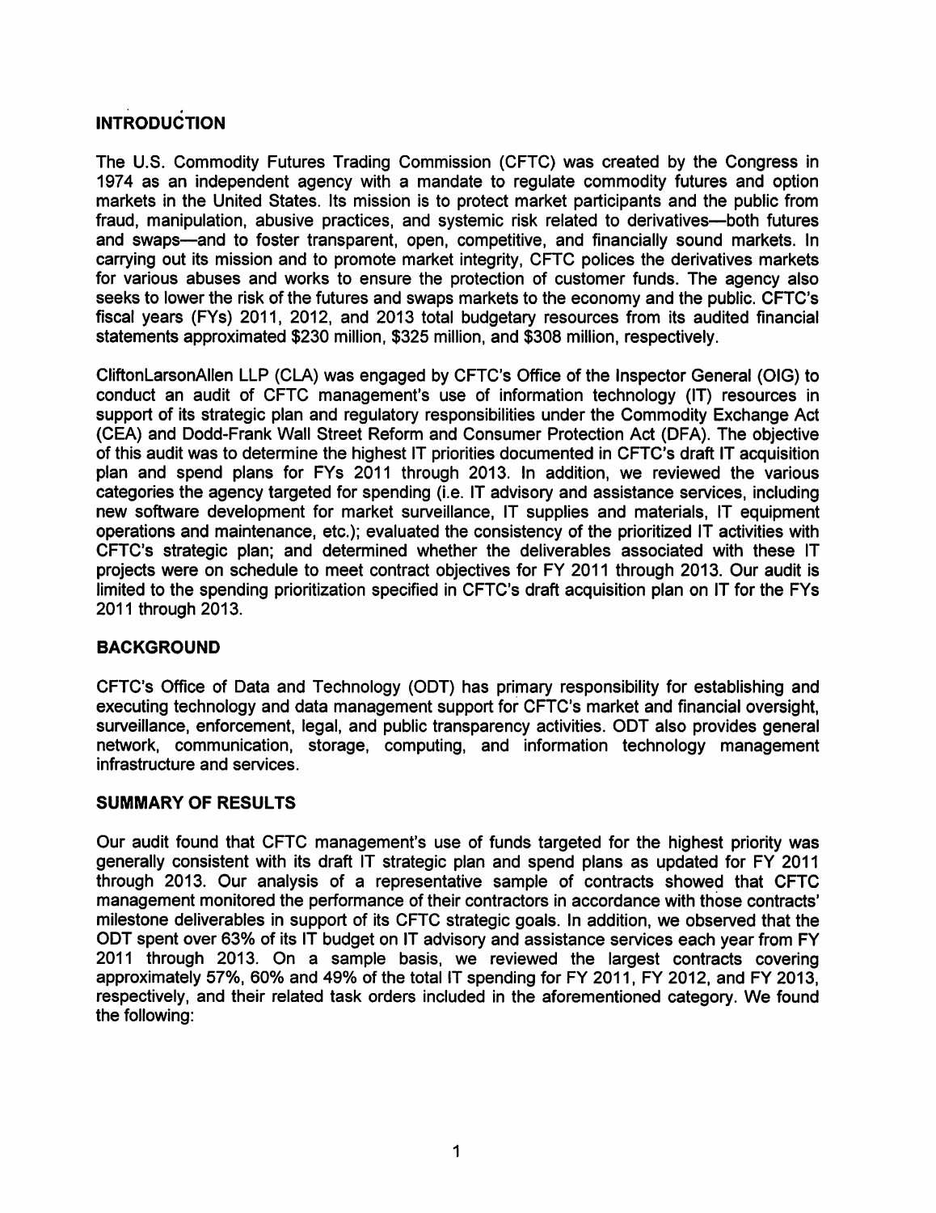## INTRODUCTION

The U.S. Commodity Futures Trading Commission (CFTC) was created by the Congress in 1974 as an independent agency with a mandate to regulate commodity futures and option markets in the United States. Its mission is to protect market participants and the public from fraud, manipulation, abusive practices, and systemic risk related to derivatives—both futures and swaps—and to foster transparent, open, competitive, and financially sound markets. In carrying out its mission and to promote market integrity, CFTC polices the derivatives markets for various abuses and works to ensure the protection of customer funds. The agency also seeks to lower the risk of the futures and swaps markets to the economy and the public. CFTC's fiscal years (FYs) 2011, 2012, and 2013 total budgetary resources from its audited financial statements approximated $230 million, $325 million, and $308 million, respectively.

CliftonLarsonAllen LLP (CLA) was engaged by CFTC's Office of the Inspector General (OIG) to conduct an audit of CFTC management's use of information technology (IT) resources in support of its strategic plan and regulatory responsibilities under the Commodity Exchange Act (CEA) and Dodd-Frank Wall Street Reform and Consumer Protection Act (DFA). The objective of this audit was to determine the highest IT priorities documented in CFTC's draft IT acquisition plan and spend plans for FYs 2011 through 2013. In addition, we reviewed the various categories the agency targeted for spending (i.e. IT advisory and assistance services, including new software development for market surveillance, IT supplies and materials, IT equipment operations and maintenance, etc.); evaluated the consistency of the prioritized IT activities with CFTC's strategic plan; and determined whether the deliverables associated with these IT projects were on schedule to meet contract objectives for FY 2011 through 2013. Our audit is limited to the spending prioritization specified in CFTC's draft acquisition plan on IT for the FYs 2011 through 2013.

## BACKGROUND

CFTC's Office of Data and Technology (ODT) has primary responsibility for establishing and executing technology and data management support for CFTC's market and financial oversight, surveillance, enforcement, legal, and public transparency activities. ODT also provides general network, communication, storage, computing, and information technology management infrastructure and services.

## SUMMARY OF RESULTS

Our audit found that CFTC management's use of funds targeted for the highest priority was generally consistent with its draft IT strategic plan and spend plans as updated for FY 2011 through 2013. Our analysis of a representative sample of contracts showed that CFTC management monitored the performance of their contractors in accordance with those contracts' milestone deliverables in support of its CFTC strategic goals. In addition, we observed that the ODT spent over 63% of its IT budget on IT advisory and assistance services each year from FY 2011 through 2013. On a sample basis, we reviewed the largest contracts covering approximately 57%, 60% and 49% of the total IT spending for FY 2011, FY 2012, and FY 2013, respectively, and their related task orders included in the aforementioned category. We found the following: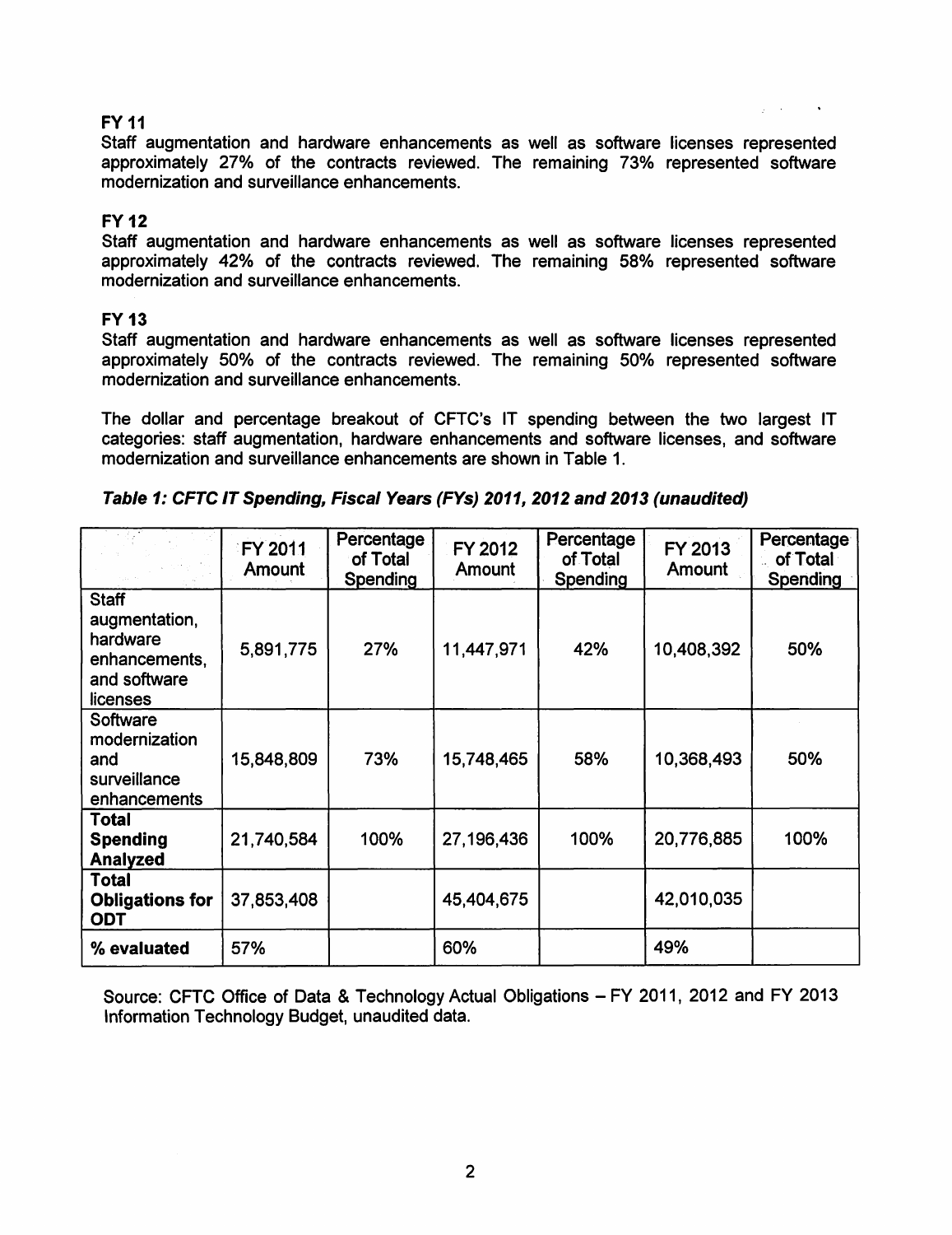**FY 11**

Staff augmentation and hardware enhancements as well as software licenses represented approximately 27% of the contracts reviewed. The remaining 73% represented software modernization and surveillance enhancements.

**FY 12**

Staff augmentation and hardware enhancements as well as software licenses represented approximately 42% of the contracts reviewed. The remaining 58% represented software modernization and surveillance enhancements.

**FY 13**

Staff augmentation and hardware enhancements as well as software licenses represented approximately 50% of the contracts reviewed. The remaining 50% represented software modernization and surveillance enhancements.

The dollar and percentage breakout of CFTC's IT spending between the two largest IT categories: staff augmentation, hardware enhancements and software licenses, and software modernization and surveillance enhancements are shown in Table 1.

***Table 1: CFTC IT Spending, Fiscal Years (FYs) 2011, 2012 and 2013 (unaudited)***

| | FY 2011 Amount | Percentage of Total Spending | FY 2012 Amount | Percentage of Total Spending | FY 2013 Amount | Percentage of Total Spending |
|---|---|---|---|---|---|---|
| **Staff** augmentation, hardware enhancements, and software licenses | 5,891,775 | 27% | 11,447,971 | 42% | 10,408,392 | 50% |
| **Software** modernization and surveillance enhancements | 15,848,809 | 73% | 15,748,465 | 58% | 10,368,493 | 50% |
| **Total Spending Analyzed** | 21,740,584 | 100% | 27,196,436 | 100% | 20,776,885 | 100% |
| **Total Obligations for ODT** | 37,853,408 | | 45,404,675 | | 42,010,035 | |
| **% evaluated** | 57% | | 60% | | 49% | |

Source: CFTC Office of Data & Technology Actual Obligations – FY 2011, 2012 and FY 2013 Information Technology Budget, unaudited data.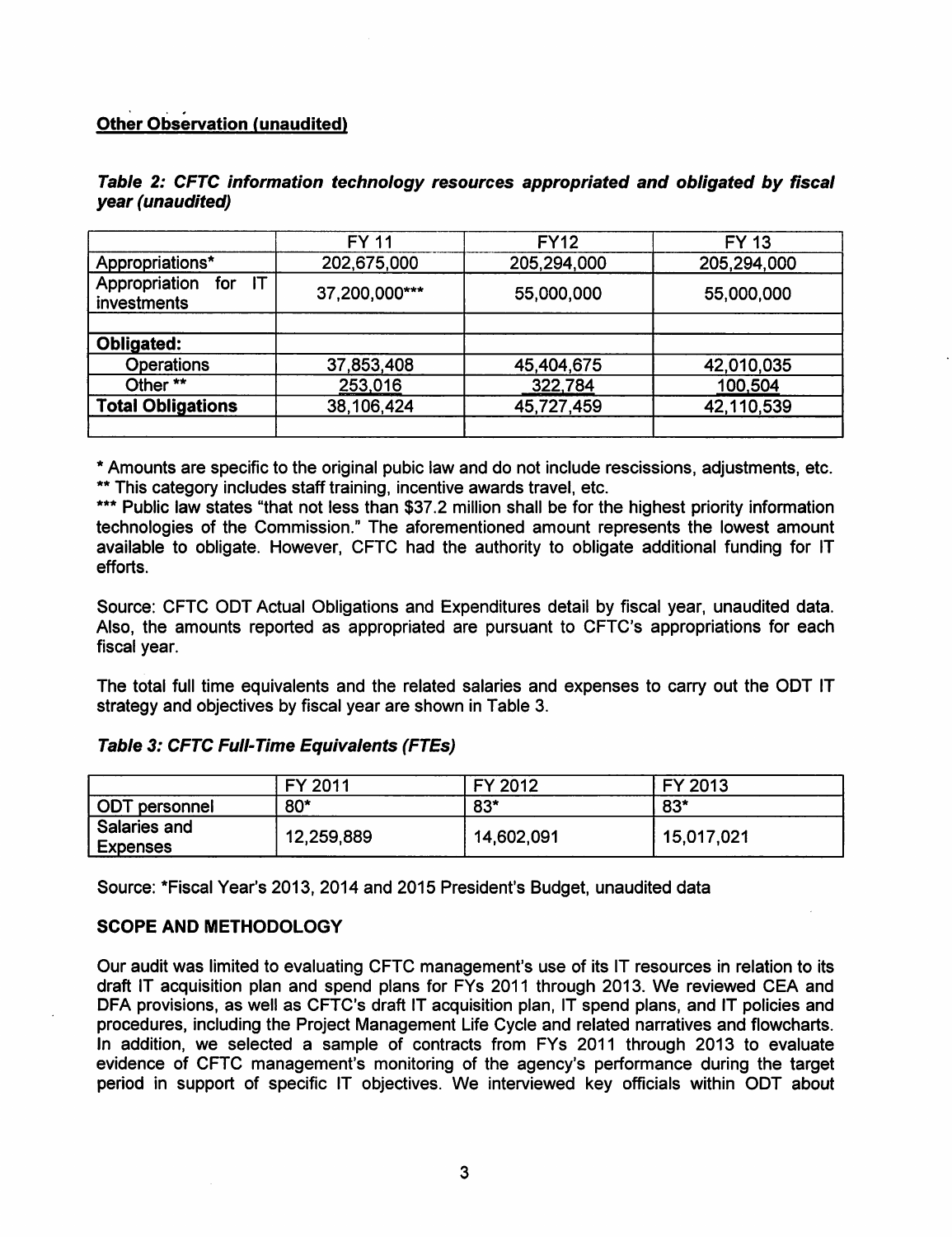**Other Observation (unaudited)**

***Table 2: CFTC information technology resources appropriated and obligated by fiscal year (unaudited)***

| | FY 11 | FY12 | FY 13 |
|---|---|---|---|
| Appropriations* | 202,675,000 | 205,294,000 | 205,294,000 |
| Appropriation for IT investments | 37,200,000*** | 55,000,000 | 55,000,000 |
| | | | |
| **Obligated:** | | | |
| Operations | 37,853,408 | 45,404,675 | 42,010,035 |
| Other ** | 253,016 | 322,784 | 100,504 |
| **Total Obligations** | 38,106,424 | 45,727,459 | 42,110,539 |
| | | | |

\* Amounts are specific to the original pubic law and do not include rescissions, adjustments, etc.
** This category includes staff training, incentive awards travel, etc.
*** Public law states "that not less than $37.2 million shall be for the highest priority information technologies of the Commission." The aforementioned amount represents the lowest amount available to obligate. However, CFTC had the authority to obligate additional funding for IT efforts.

Source: CFTC ODT Actual Obligations and Expenditures detail by fiscal year, unaudited data. Also, the amounts reported as appropriated are pursuant to CFTC's appropriations for each fiscal year.

The total full time equivalents and the related salaries and expenses to carry out the ODT IT strategy and objectives by fiscal year are shown in Table 3.

***Table 3: CFTC Full-Time Equivalents (FTEs)***

| | FY 2011 | FY 2012 | FY 2013 |
|---|---|---|---|
| ODT personnel | 80* | 83* | 83* |
| Salaries and Expenses | 12,259,889 | 14,602,091 | 15,017,021 |

Source: *Fiscal Year's 2013, 2014 and 2015 President's Budget, unaudited data

**SCOPE AND METHODOLOGY**

Our audit was limited to evaluating CFTC management's use of its IT resources in relation to its draft IT acquisition plan and spend plans for FYs 2011 through 2013. We reviewed CEA and DFA provisions, as well as CFTC's draft IT acquisition plan, IT spend plans, and IT policies and procedures, including the Project Management Life Cycle and related narratives and flowcharts. In addition, we selected a sample of contracts from FYs 2011 through 2013 to evaluate evidence of CFTC management's monitoring of the agency's performance during the target period in support of specific IT objectives. We interviewed key officials within ODT about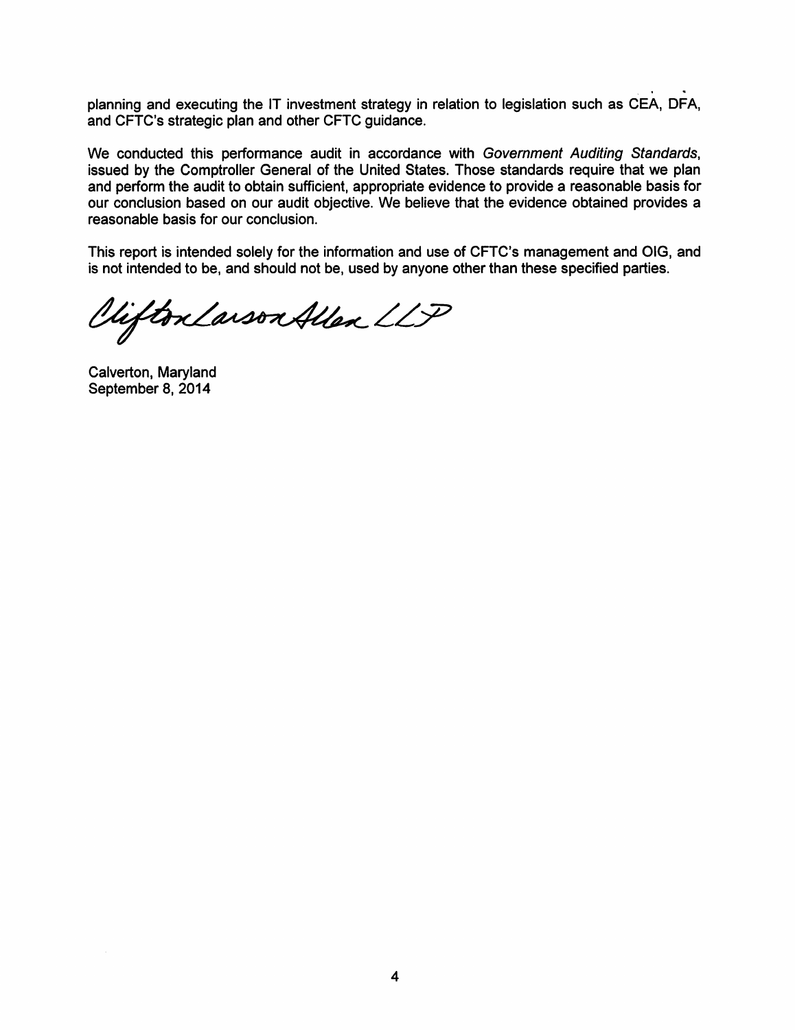planning and executing the IT investment strategy in relation to legislation such as CEA, DFA, and CFTC's strategic plan and other CFTC guidance.

We conducted this performance audit in accordance with *Government Auditing Standards*, issued by the Comptroller General of the United States. Those standards require that we plan and perform the audit to obtain sufficient, appropriate evidence to provide a reasonable basis for our conclusion based on our audit objective. We believe that the evidence obtained provides a reasonable basis for our conclusion.

This report is intended solely for the information and use of CFTC's management and OIG, and is not intended to be, and should not be, used by anyone other than these specified parties.

CliftonLarsonAllen LLP

Calverton, Maryland
September 8, 2014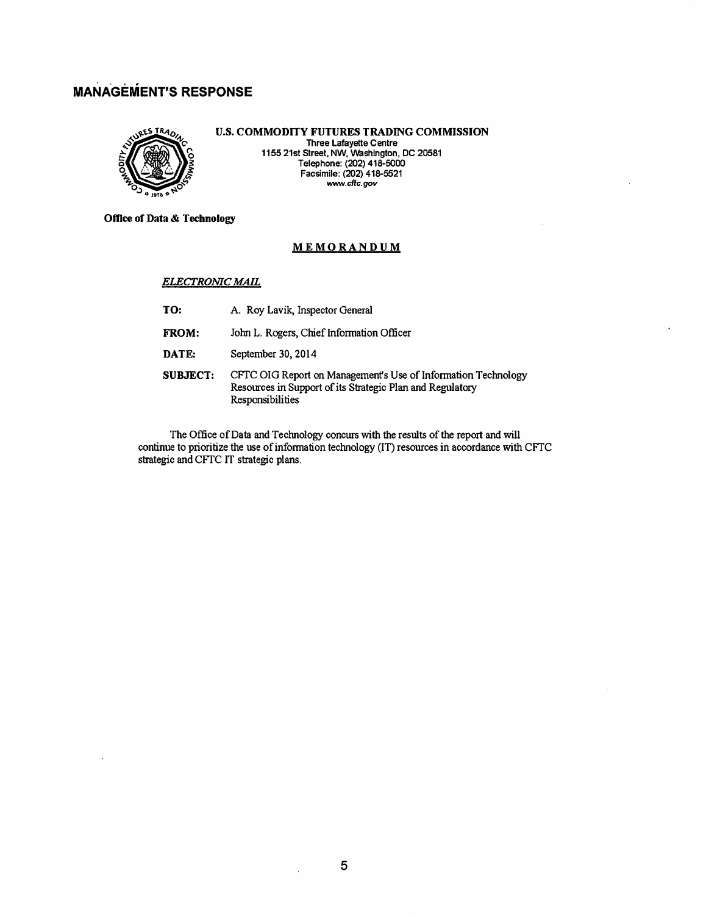## MANAGEMENT'S RESPONSE

**U.S. COMMODITY FUTURES TRADING COMMISSION**

Three Lafayette Centre
1155 21st Street, NW, Washington, DC 20581
Telephone: (202) 418-5000
Facsimile: (202) 418-5521
*www.cftc.gov*

**Office of Data & Technology**

**MEMORANDUM**

*ELECTRONIC MAIL*

**TO:** A. Roy Lavik, Inspector General

**FROM:** John L. Rogers, Chief Information Officer

**DATE:** September 30, 2014

**SUBJECT:** CFTC OIG Report on Management's Use of Information Technology Resources in Support of its Strategic Plan and Regulatory Responsibilities

The Office of Data and Technology concurs with the results of the report and will continue to prioritize the use of information technology (IT) resources in accordance with CFTC strategic and CFTC IT strategic plans.